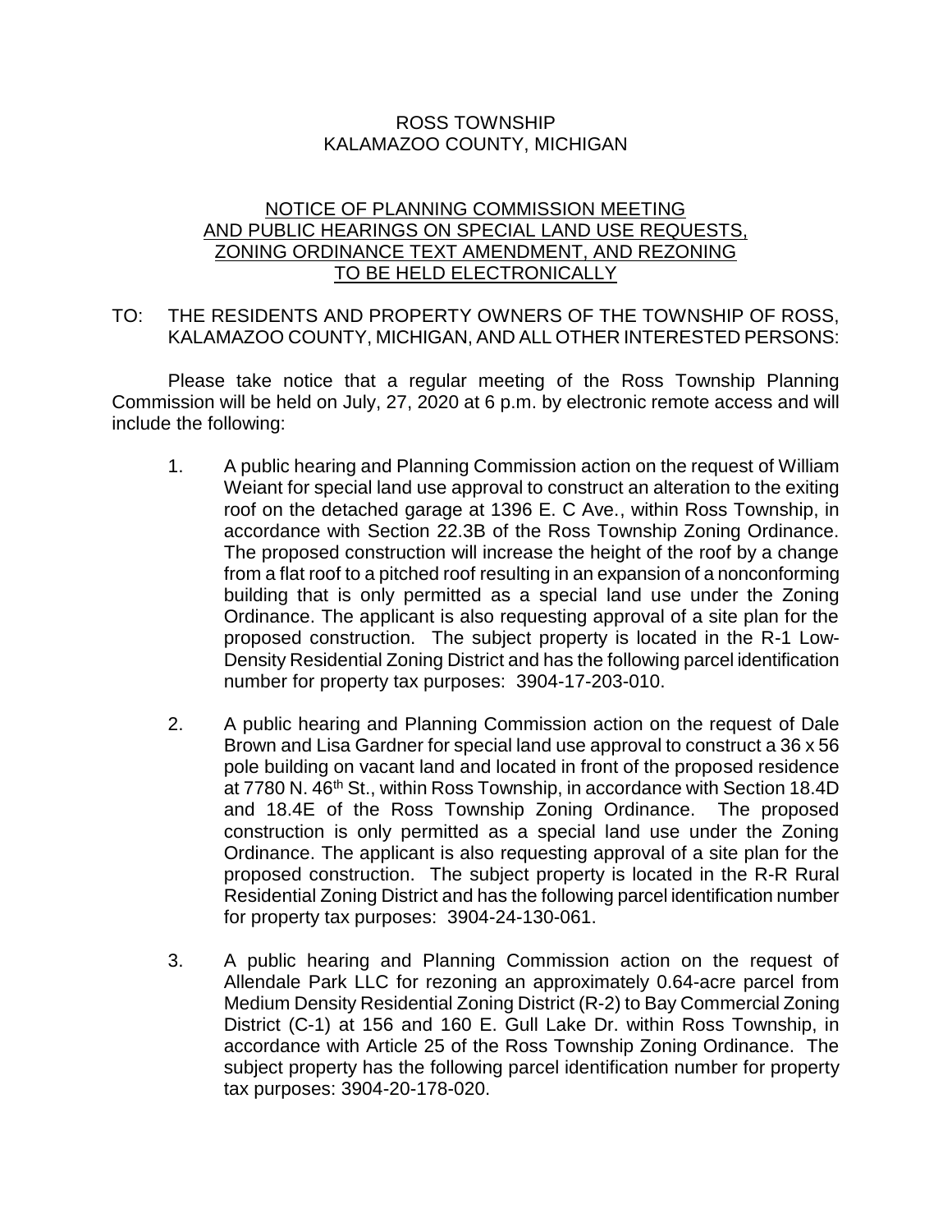ROSS TOWNSHIP
KALAMAZOO COUNTY, MICHIGAN

**NOTICE OF PLANNING COMMISSION MEETING AND PUBLIC HEARINGS ON SPECIAL LAND USE REQUESTS, ZONING ORDINANCE TEXT AMENDMENT, AND REZONING TO BE HELD ELECTRONICALLY**

TO: THE RESIDENTS AND PROPERTY OWNERS OF THE TOWNSHIP OF ROSS, KALAMAZOO COUNTY, MICHIGAN, AND ALL OTHER INTERESTED PERSONS:

Please take notice that a regular meeting of the Ross Township Planning Commission will be held on July, 27, 2020 at 6 p.m. by electronic remote access and will include the following:

1. A public hearing and Planning Commission action on the request of William Weiant for special land use approval to construct an alteration to the exiting roof on the detached garage at 1396 E. C Ave., within Ross Township, in accordance with Section 22.3B of the Ross Township Zoning Ordinance. The proposed construction will increase the height of the roof by a change from a flat roof to a pitched roof resulting in an expansion of a nonconforming building that is only permitted as a special land use under the Zoning Ordinance. The applicant is also requesting approval of a site plan for the proposed construction. The subject property is located in the R-1 Low-Density Residential Zoning District and has the following parcel identification number for property tax purposes: 3904-17-203-010.

2. A public hearing and Planning Commission action on the request of Dale Brown and Lisa Gardner for special land use approval to construct a 36 x 56 pole building on vacant land and located in front of the proposed residence at 7780 N. 46th St., within Ross Township, in accordance with Section 18.4D and 18.4E of the Ross Township Zoning Ordinance. The proposed construction is only permitted as a special land use under the Zoning Ordinance. The applicant is also requesting approval of a site plan for the proposed construction. The subject property is located in the R-R Rural Residential Zoning District and has the following parcel identification number for property tax purposes: 3904-24-130-061.

3. A public hearing and Planning Commission action on the request of Allendale Park LLC for rezoning an approximately 0.64-acre parcel from Medium Density Residential Zoning District (R-2) to Bay Commercial Zoning District (C-1) at 156 and 160 E. Gull Lake Dr. within Ross Township, in accordance with Article 25 of the Ross Township Zoning Ordinance. The subject property has the following parcel identification number for property tax purposes: 3904-20-178-020.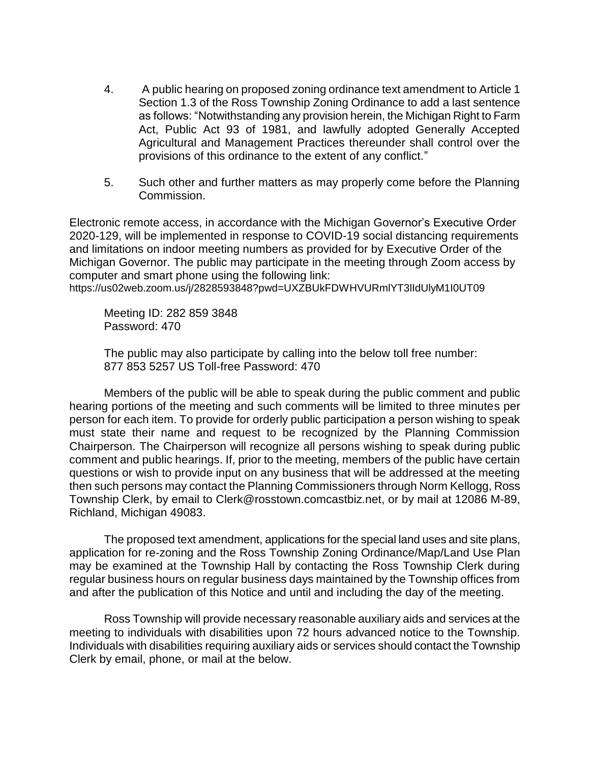4. A public hearing on proposed zoning ordinance text amendment to Article 1 Section 1.3 of the Ross Township Zoning Ordinance to add a last sentence as follows: "Notwithstanding any provision herein, the Michigan Right to Farm Act, Public Act 93 of 1981, and lawfully adopted Generally Accepted Agricultural and Management Practices thereunder shall control over the provisions of this ordinance to the extent of any conflict."

5. Such other and further matters as may properly come before the Planning Commission.

Electronic remote access, in accordance with the Michigan Governor's Executive Order 2020-129, will be implemented in response to COVID-19 social distancing requirements and limitations on indoor meeting numbers as provided for by Executive Order of the Michigan Governor. The public may participate in the meeting through Zoom access by computer and smart phone using the following link:
https://us02web.zoom.us/j/2828593848?pwd=UXZBUkFDWHVURmlYT3lIdUlyM1I0UT09

Meeting ID: 282 859 3848
Password: 470

The public may also participate by calling into the below toll free number:
877 853 5257 US Toll-free Password: 470

Members of the public will be able to speak during the public comment and public hearing portions of the meeting and such comments will be limited to three minutes per person for each item. To provide for orderly public participation a person wishing to speak must state their name and request to be recognized by the Planning Commission Chairperson. The Chairperson will recognize all persons wishing to speak during public comment and public hearings. If, prior to the meeting, members of the public have certain questions or wish to provide input on any business that will be addressed at the meeting then such persons may contact the Planning Commissioners through Norm Kellogg, Ross Township Clerk, by email to Clerk@rosstown.comcastbiz.net, or by mail at 12086 M-89, Richland, Michigan 49083.

The proposed text amendment, applications for the special land uses and site plans, application for re-zoning and the Ross Township Zoning Ordinance/Map/Land Use Plan may be examined at the Township Hall by contacting the Ross Township Clerk during regular business hours on regular business days maintained by the Township offices from and after the publication of this Notice and until and including the day of the meeting.

Ross Township will provide necessary reasonable auxiliary aids and services at the meeting to individuals with disabilities upon 72 hours advanced notice to the Township. Individuals with disabilities requiring auxiliary aids or services should contact the Township Clerk by email, phone, or mail at the below.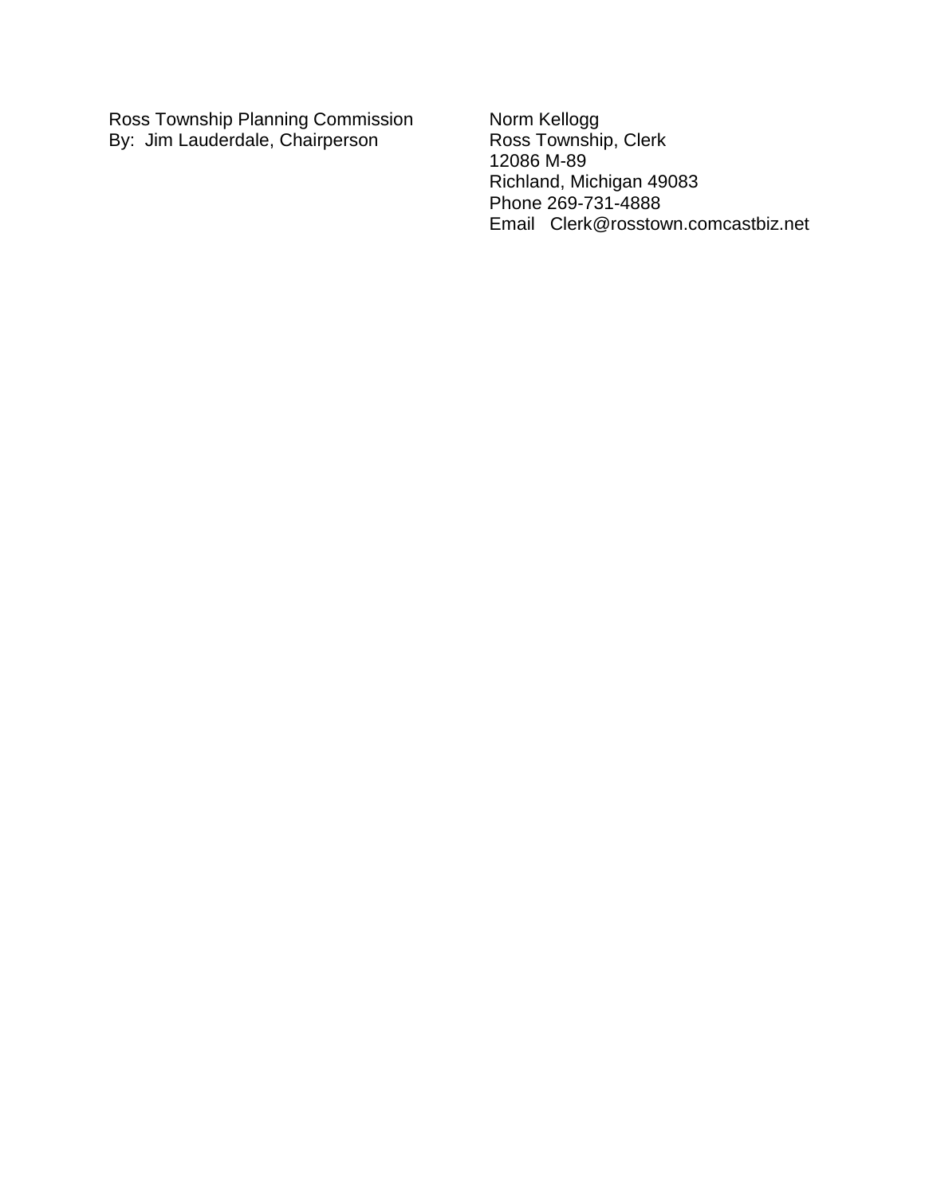Ross Township Planning Commission
By: Jim Lauderdale, Chairperson

Norm Kellogg
Ross Township, Clerk
12086 M-89
Richland, Michigan 49083
Phone 269-731-4888
Email Clerk@rosstown.comcastbiz.net